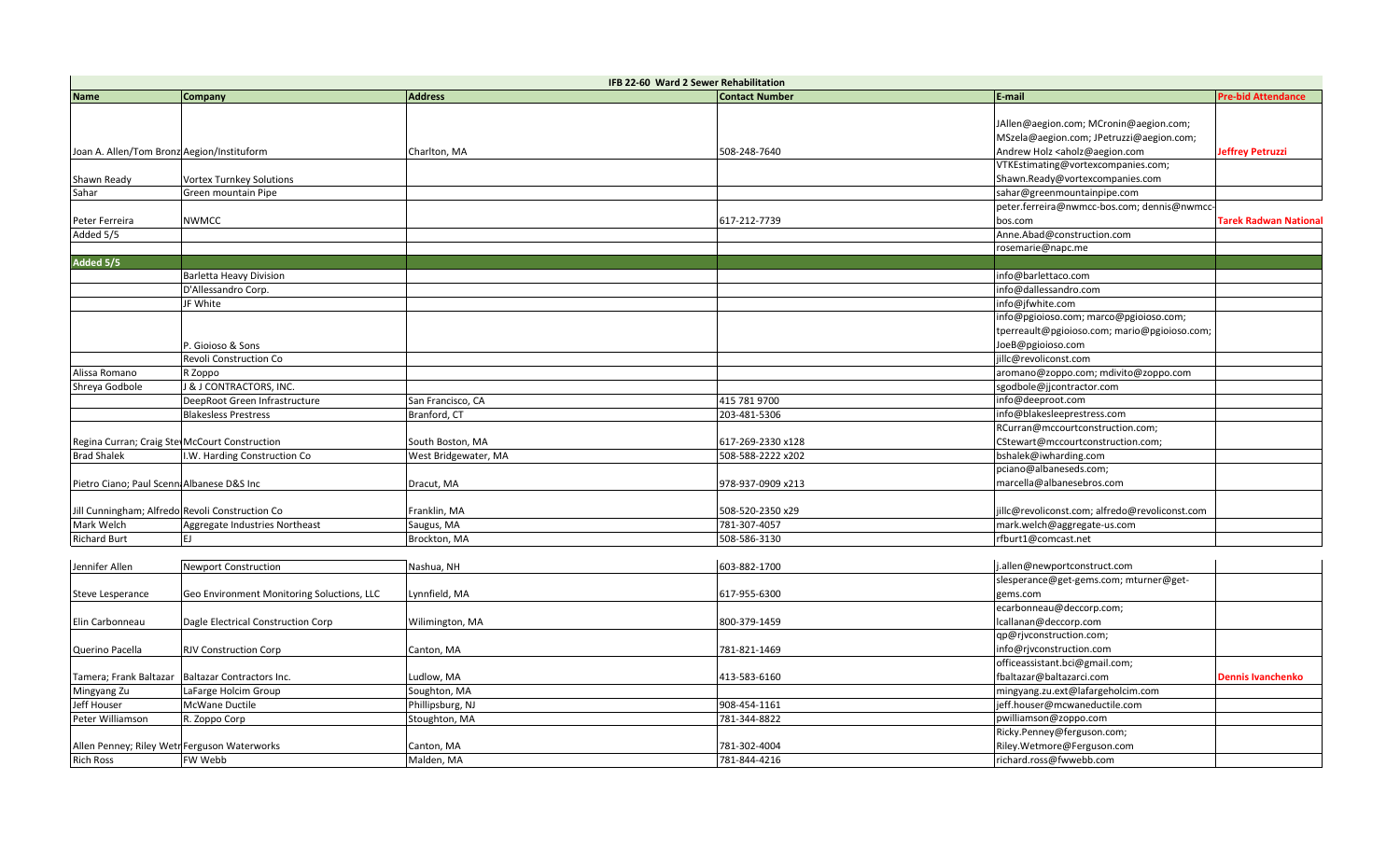| IFB 22-60 Ward 2 Sewer Rehabilitation | | | | | |
|---|---|---|---|---|---|
| **Name** | **Company** | **Address** | **Contact Number** | **E-mail** | **Pre-bid Attendance** |
| Joan A. Allen/Tom Bronz | Aegion/Instituform | Charlton, MA | 508-248-7640 | JAllen@aegion.com; MCronin@aegion.com; MSzela@aegion.com; JPetruzzi@aegion.com; Andrew Holz <aholz@aegion.com | **Jeffrey Petruzzi** |
| Shawn Ready | Vortex Turnkey Solutions | | | VTKEstimating@vortexcompanies.com; Shawn.Ready@vortexcompanies.com | |
| Sahar | Green mountain Pipe | | | sahar@greenmountainpipe.com | |
| Peter Ferreira | NWMCC | | 617-212-7739 | peter.ferreira@nwmcc-bos.com; dennis@nwmcc-bos.com | **Tarek Radwan National** |
| Added 5/5 | | | | Anne.Abad@construction.com | |
| | | | | rosemarie@napc.me | |
| **Added 5/5** | | | | | |
| | Barletta Heavy Division | | | info@barlettaco.com | |
| | D'Allessandro Corp. | | | info@dallessandro.com | |
| | JF White | | | info@jfwhite.com | |
| | P. Gioioso & Sons | | | info@pgioioso.com; marco@pgioioso.com; tperreault@pgioioso.com; mario@pgioioso.com; JoeB@pgioioso.com | |
| | Revoli Construction Co | | | jillc@revoliconst.com | |
| Alissa Romano | R Zoppo | | | aromano@zoppo.com; mdivito@zoppo.com | |
| Shreya Godbole | J & J CONTRACTORS, INC. | | | sgodbole@jjcontractor.com | |
| | DeepRoot Green Infrastructure | San Francisco, CA | 415 781 9700 | info@deeproot.com | |
| | Blakesless Prestress | Branford, CT | 203-481-5306 | info@blakesleeprestress.com | |
| Regina Curran; Craig Ste | McCourt Construction | South Boston, MA | 617-269-2330 x128 | RCurran@mccourtconstruction.com; CStewart@mccourtconstruction.com; | |
| Brad Shalek | I.W. Harding Construction Co | West Bridgewater, MA | 508-588-2222 x202 | bshalek@iwharding.com | |
| Pietro Ciano; Paul Scenn | Albanese D&S Inc | Dracut, MA | 978-937-0909 x213 | pciano@albaneseds.com; marcella@albanesebros.com | |
| Jill Cunningham; Alfredo | Revoli Construction Co | Franklin, MA | 508-520-2350 x29 | jillc@revoliconst.com; alfredo@revoliconst.com | |
| Mark Welch | Aggregate Industries Northeast | Saugus, MA | 781-307-4057 | mark.welch@aggregate-us.com | |
| Richard Burt | EJ | Brockton, MA | 508-586-3130 | rfburt1@comcast.net | |
| Jennifer Allen | Newport Construction | Nashua, NH | 603-882-1700 | j.allen@newportconstruct.com | |
| Steve Lesperance | Geo Environment Monitoring Solutions, LLC | Lynnfield, MA | 617-955-6300 | slesperance@get-gems.com; mturner@get-gems.com | |
| Elin Carbonneau | Dagle Electrical Construction Corp | Wilimington, MA | 800-379-1459 | ecarbonneau@deccorp.com; lcallanan@deccorp.com | |
| Querino Pacella | RJV Construction Corp | Canton, MA | 781-821-1469 | qp@rjvconstruction.com; info@rjvconstruction.com | |
| Tamera; Frank Baltazar | Baltazar Contractors Inc. | Ludlow, MA | 413-583-6160 | officeassistant.bci@gmail.com; fbaltazar@baltazarci.com | **Dennis Ivanchenko** |
| Mingyang Zu | LaFarge Holcim Group | Soughton, MA | | mingyang.zu.ext@lafargeholcim.com | |
| Jeff Houser | McWane Ductile | Phillipsburg, NJ | 908-454-1161 | jeff.houser@mcwaneductile.com | |
| Peter Williamson | R. Zoppo Corp | Stoughton, MA | 781-344-8822 | pwilliamson@zoppo.com | |
| Allen Penney; Riley Wetr | Ferguson Waterworks | Canton, MA | 781-302-4004 | Ricky.Penney@ferguson.com; Riley.Wetmore@Ferguson.com | |
| Rich Ross | FW Webb | Malden, MA | 781-844-4216 | richard.ross@fwwebb.com | |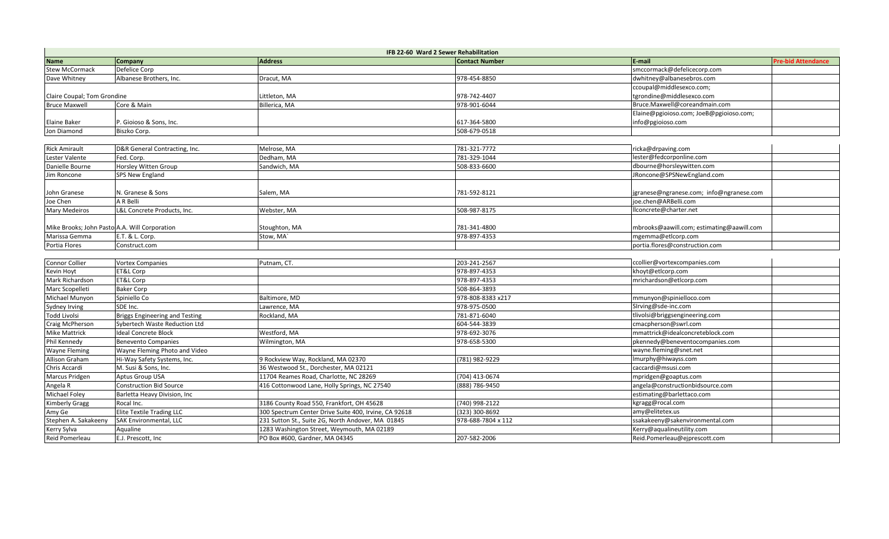| IFB 22-60 Ward 2 Sewer Rehabilitation | | | | | |
|---|---|---|---|---|---|
| **Name** | **Company** | **Address** | **Contact Number** | **E-mail** | **Pre-bid Attendance** |
| Stew McCormack | Defelice Corp | | | smccormack@defelicecorp.com | |
| Dave Whitney | Albanese Brothers, Inc. | Dracut, MA | 978-454-8850 | dwhitney@albanesebros.com | |
| Claire Coupal; Tom Grondine | | Littleton, MA | 978-742-4407 | ccoupal@middlesexco.com; tgrondine@middlesexco.com | |
| Bruce Maxwell | Core & Main | Billerica, MA | 978-901-6044 | Bruce.Maxwell@coreandmain.com | |
| Elaine Baker | P. Gioioso & Sons, Inc. | | 617-364-5800 | Elaine@pgioioso.com; JoeB@pgioioso.com; info@pgioioso.com | |
| Jon Diamond | Biszko Corp. | | 508-679-0518 | | |
| Rick Amirault | D&R General Contracting, Inc. | Melrose, MA | 781-321-7772 | ricka@drpaving.com | |
| Lester Valente | Fed. Corp. | Dedham, MA | 781-329-1044 | lester@fedcorponline.com | |
| Danielle Bourne | Horsley Witten Group | Sandwich, MA | 508-833-6600 | dbourne@horsleywitten.com | |
| Jim Roncone | SPS New England | | | JRoncone@SPSNewEngland.com | |
| John Granese | N. Granese & Sons | Salem, MA | 781-592-8121 | jgranese@ngranese.com; info@ngranese.com | |
| Joe Chen | A R Belli | | | joe.chen@ARBelli.com | |
| Mary Medeiros | L&L Concrete Products, Inc. | Webster, MA | 508-987-8175 | llconcrete@charter.net | |
| Mike Brooks; John Pasto | A.A. Will Corporation | Stoughton, MA | 781-341-4800 | mbrooks@aawill.com; estimating@aawill.com | |
| Marissa Gemma | E.T. & L. Corp. | Stow, MA` | 978-897-4353 | mgemma@etlcorp.com | |
| Portia Flores | Construct.com | | | portia.flores@construction.com | |
| Connor Collier | Vortex Companies | Putnam, CT. | 203-241-2567 | ccollier@vortexcompanies.com | |
| Kevin Hoyt | ET&L Corp | | 978-897-4353 | khoyt@etlcorp.com | |
| Mark Richardson | ET&L Corp | | 978-897-4353 | mrichardson@etlcorp.com | |
| Marc Scopelleti | Baker Corp | | 508-864-3893 | | |
| Michael Munyon | Spiniello Co | Baltimore, MD | 978-808-8383 x217 | mmunyon@spinielloco.com | |
| Sydney Irving | SDE Inc. | Lawrence, MA | 978-975-0500 | SIrving@sde-inc.com | |
| Todd Livolsi | Briggs Engineering and Testing | Rockland, MA | 781-871-6040 | tlivolsi@briggsengineering.com | |
| Craig McPherson | Sybertech Waste Reduction Ltd | | 604-544-3839 | cmacpherson@swrl.com | |
| Mike Mattrick | Ideal Concrete Block | Westford, MA | 978-692-3076 | mmattrick@idealconcreteblock.com | |
| Phil Kennedy | Benevento Companies | Wilmington, MA | 978-658-5300 | pkennedy@beneventocompanies.com | |
| Wayne Fleming | Wayne Fleming Photo and Video | | | wayne.fleming@snet.net | |
| Allison Graham | Hi-Way Safety Systems, Inc. | 9 Rockview Way, Rockland, MA 02370 | (781) 982-9229 | lmurphy@hiwayss.com | |
| Chris Accardi | M. Susi & Sons, Inc. | 36 Westwood St., Dorchester, MA 02121 | | caccardi@msusi.com | |
| Marcus Pridgen | Aptus Group USA | 11704 Reames Road, Charlotte, NC 28269 | (704) 413-0674 | mpridgen@goaptus.com | |
| Angela R | Construction Bid Source | 416 Cottonwood Lane, Holly Springs, NC 27540 | (888) 786-9450 | angela@constructionbidsource.com | |
| Michael Foley | Barletta Heavy Division, Inc | | | estimating@barlettaco.com | |
| Kimberly Gragg | Rocal Inc. | 3186 County Road 550, Frankfort, OH 45628 | (740) 998-2122 | kgragg@rocal.com | |
| Amy Ge | Elite Textile Trading LLC | 300 Spectrum Center Drive Suite 400, Irvine, CA 92618 | (323) 300-8692 | amy@elitetex.us | |
| Stephen A. Sakakeeny | SAK Environmental, LLC | 231 Sutton St., Suite 2G, North Andover, MA 01845 | 978-688-7804 x 112 | ssakakeeny@sakenvironmental.com | |
| Kerry Sylva | Aqualine | 1283 Washington Street, Weymouth, MA 02189 | | Kerry@aqualineutility.com | |
| Reid Pomerleau | E.J. Prescott, Inc | PO Box #600, Gardner, MA 04345 | 207-582-2006 | Reid.Pomerleau@ejprescott.com | |